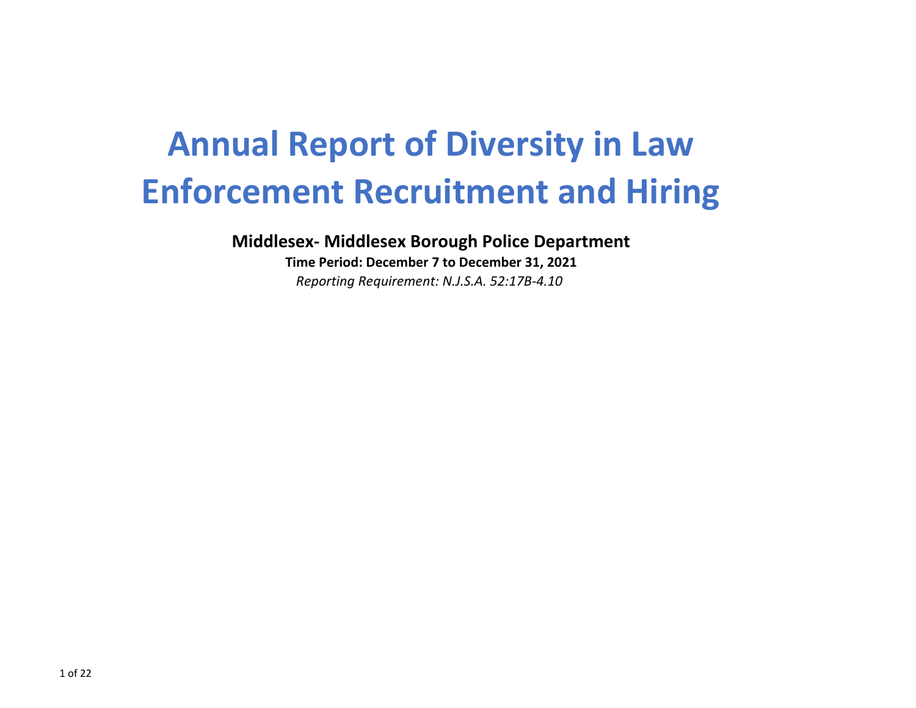# Annual Report of Diversity in Law Enforcement Recruitment and Hiring

**Middlesex- Middlesex Borough Police Department**

**Time Period: December 7 to December 31, 2021**

*Reporting Requirement: N.J.S.A. 52:17B-4.10*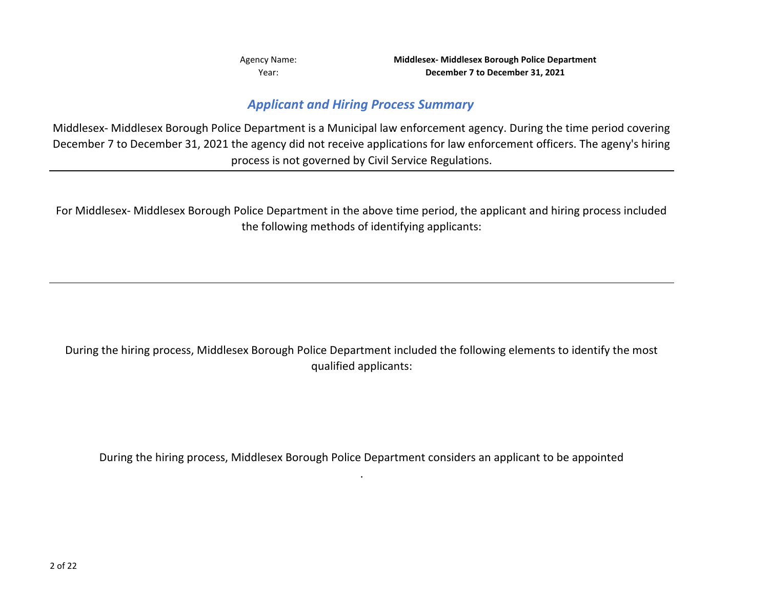Agency Name: **Middlesex- Middlesex Borough Police Department**
Year: **December 7 to December 31, 2021**

## *Applicant and Hiring Process Summary*

Middlesex- Middlesex Borough Police Department is a Municipal law enforcement agency. During the time period covering December 7 to December 31, 2021 the agency did not receive applications for law enforcement officers. The ageny's hiring process is not governed by Civil Service Regulations.

---

For Middlesex- Middlesex Borough Police Department in the above time period, the applicant and hiring process included the following methods of identifying applicants:

---

During the hiring process, Middlesex Borough Police Department included the following elements to identify the most qualified applicants:

During the hiring process, Middlesex Borough Police Department considers an applicant to be appointed

.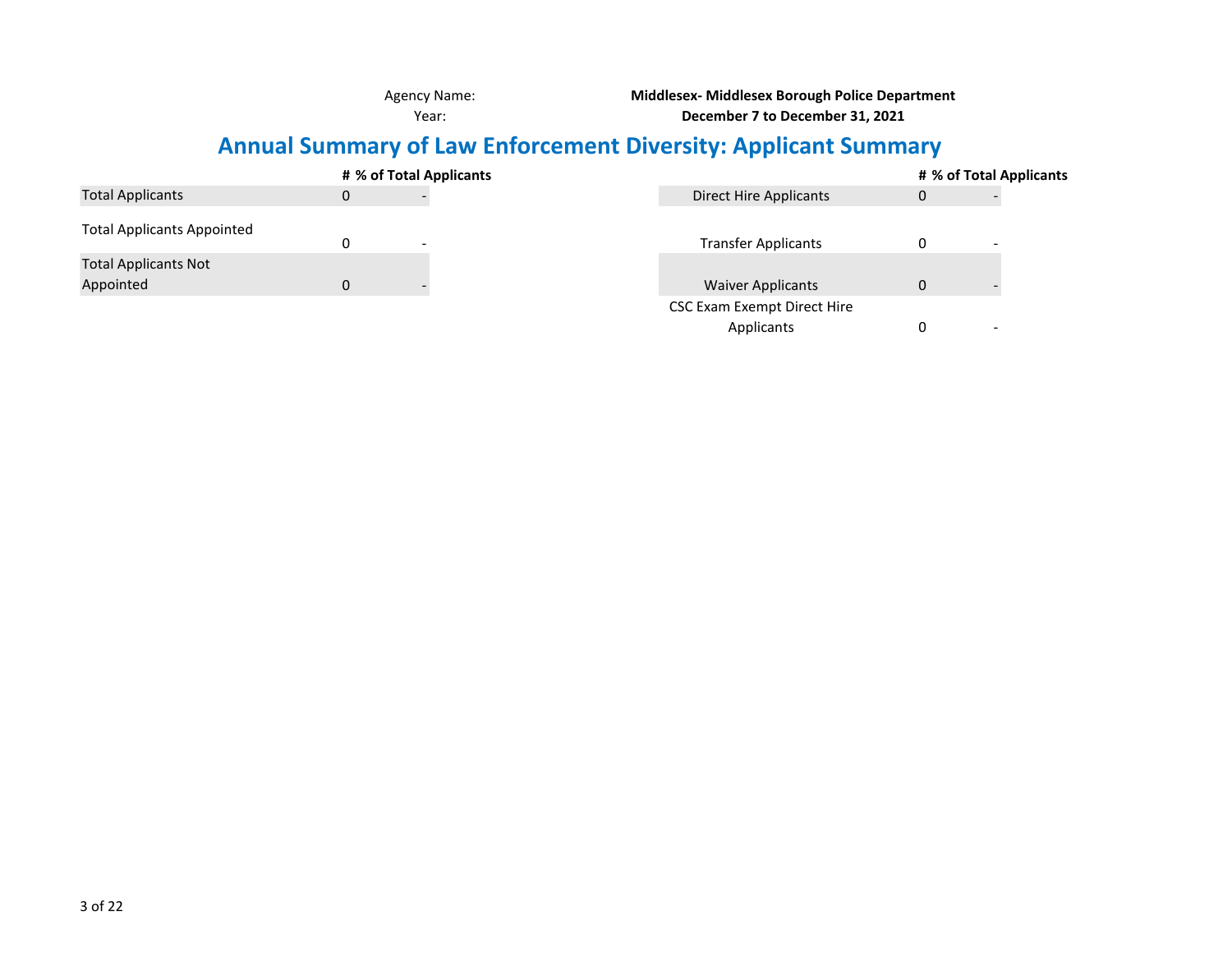Agency Name: **Middlesex- Middlesex Borough Police Department**

Year: **December 7 to December 31, 2021**

# Annual Summary of Law Enforcement Diversity: Applicant Summary

| | # | % of Total Applicants |
|---|---|---|
| Total Applicants | 0 | - |
| Total Applicants Appointed | 0 | - |
| Total Applicants Not Appointed | 0 | - |

| | # | % of Total Applicants |
|---|---|---|
| Direct Hire Applicants | 0 | - |
| Transfer Applicants | 0 | - |
| Waiver Applicants | 0 | - |
| CSC Exam Exempt Direct Hire Applicants | 0 | - |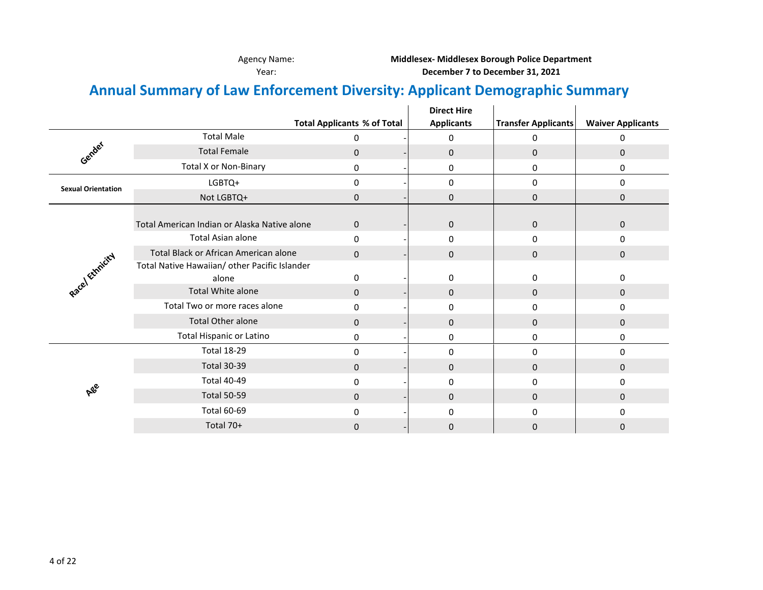Agency Name: **Middlesex- Middlesex Borough Police Department**

Year: **December 7 to December 31, 2021**

# Annual Summary of Law Enforcement Diversity: Applicant Demographic Summary

| | | Total Applicants | % of Total | Direct Hire Applicants | Transfer Applicants | Waiver Applicants |
|---|---|---|---|---|---|---|
| Gender | Total Male | 0 | - | 0 | 0 | 0 |
| | Total Female | 0 | - | 0 | 0 | 0 |
| | Total X or Non-Binary | 0 | - | 0 | 0 | 0 |
| Sexual Orientation | LGBTQ+ | 0 | - | 0 | 0 | 0 |
| | Not LGBTQ+ | 0 | - | 0 | 0 | 0 |
| Race/ Ethnicity | Total American Indian or Alaska Native alone | 0 | - | 0 | 0 | 0 |
| | Total Asian alone | 0 | - | 0 | 0 | 0 |
| | Total Black or African American alone | 0 | - | 0 | 0 | 0 |
| | Total Native Hawaiian/ other Pacific Islander alone | 0 | - | 0 | 0 | 0 |
| | Total White alone | 0 | - | 0 | 0 | 0 |
| | Total Two or more races alone | 0 | - | 0 | 0 | 0 |
| | Total Other alone | 0 | - | 0 | 0 | 0 |
| | Total Hispanic or Latino | 0 | - | 0 | 0 | 0 |
| Age | Total 18-29 | 0 | - | 0 | 0 | 0 |
| | Total 30-39 | 0 | - | 0 | 0 | 0 |
| | Total 40-49 | 0 | - | 0 | 0 | 0 |
| | Total 50-59 | 0 | - | 0 | 0 | 0 |
| | Total 60-69 | 0 | - | 0 | 0 | 0 |
| | Total 70+ | 0 | - | 0 | 0 | 0 |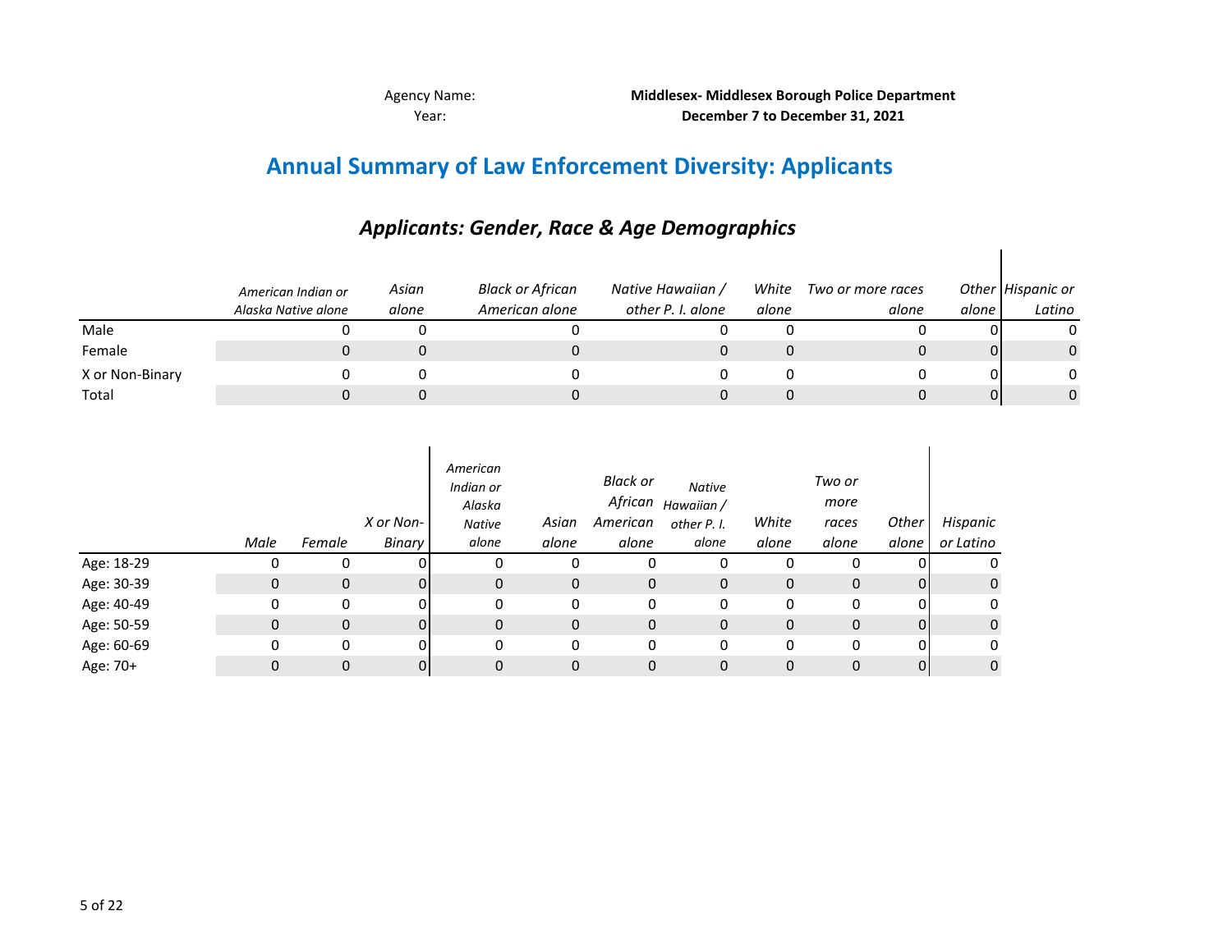Agency Name: **Middlesex- Middlesex Borough Police Department**
Year: **December 7 to December 31, 2021**

# Annual Summary of Law Enforcement Diversity: Applicants

## *Applicants: Gender, Race & Age Demographics*

| | *American Indian or Alaska Native alone* | *Asian alone* | *Black or African American alone* | *Native Hawaiian / other P. I. alone* | *White alone* | *Two or more races alone* | *Other alone* | *Hispanic or Latino* |
|---|---|---|---|---|---|---|---|---|
| Male | 0 | 0 | 0 | 0 | 0 | 0 | 0 | 0 |
| Female | 0 | 0 | 0 | 0 | 0 | 0 | 0 | 0 |
| X or Non-Binary | 0 | 0 | 0 | 0 | 0 | 0 | 0 | 0 |
| Total | 0 | 0 | 0 | 0 | 0 | 0 | 0 | 0 |

| | *Male* | *Female* | *X or Non-Binary* | *American Indian or Alaska Native alone* | *Asian alone* | *Black or African American alone* | *Native Hawaiian / other P. I. alone* | *White alone* | *Two or more races alone* | *Other alone* | *Hispanic or Latino* |
|---|---|---|---|---|---|---|---|---|---|---|---|
| Age: 18-29 | 0 | 0 | 0 | 0 | 0 | 0 | 0 | 0 | 0 | 0 | 0 |
| Age: 30-39 | 0 | 0 | 0 | 0 | 0 | 0 | 0 | 0 | 0 | 0 | 0 |
| Age: 40-49 | 0 | 0 | 0 | 0 | 0 | 0 | 0 | 0 | 0 | 0 | 0 |
| Age: 50-59 | 0 | 0 | 0 | 0 | 0 | 0 | 0 | 0 | 0 | 0 | 0 |
| Age: 60-69 | 0 | 0 | 0 | 0 | 0 | 0 | 0 | 0 | 0 | 0 | 0 |
| Age: 70+ | 0 | 0 | 0 | 0 | 0 | 0 | 0 | 0 | 0 | 0 | 0 |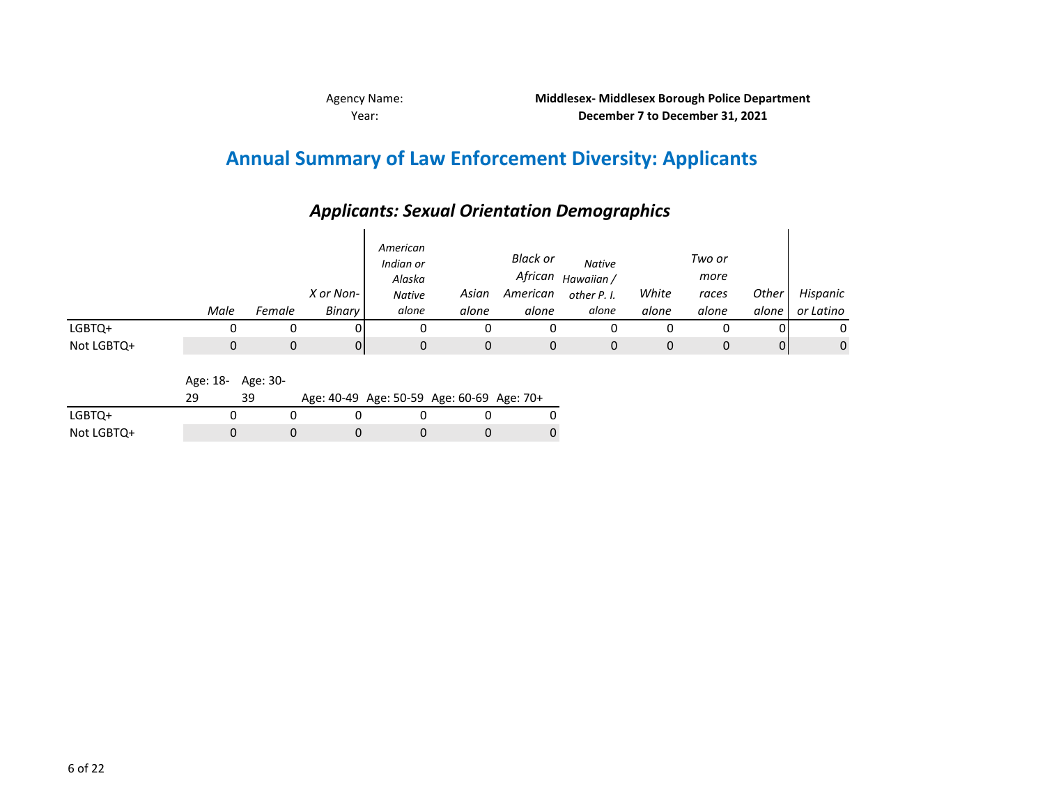Agency Name: **Middlesex- Middlesex Borough Police Department**
Year: **December 7 to December 31, 2021**

# Annual Summary of Law Enforcement Diversity: Applicants

## *Applicants: Sexual Orientation Demographics*

| | *Male* | *Female* | *X or Non-Binary* | *American Indian or Alaska Native alone* | *Asian alone* | *Black or African American alone* | *Native Hawaiian / other P. I. alone* | *White alone* | *Two or more races alone* | *Other alone* | *Hispanic or Latino* |
|---|---|---|---|---|---|---|---|---|---|---|---|
| LGBTQ+ | 0 | 0 | 0 | 0 | 0 | 0 | 0 | 0 | 0 | 0 | 0 |
| Not LGBTQ+ | 0 | 0 | 0 | 0 | 0 | 0 | 0 | 0 | 0 | 0 | 0 |

| | Age: 18-29 | Age: 30-39 | Age: 40-49 | Age: 50-59 | Age: 60-69 | Age: 70+ |
|---|---|---|---|---|---|---|
| LGBTQ+ | 0 | 0 | 0 | 0 | 0 | 0 |
| Not LGBTQ+ | 0 | 0 | 0 | 0 | 0 | 0 |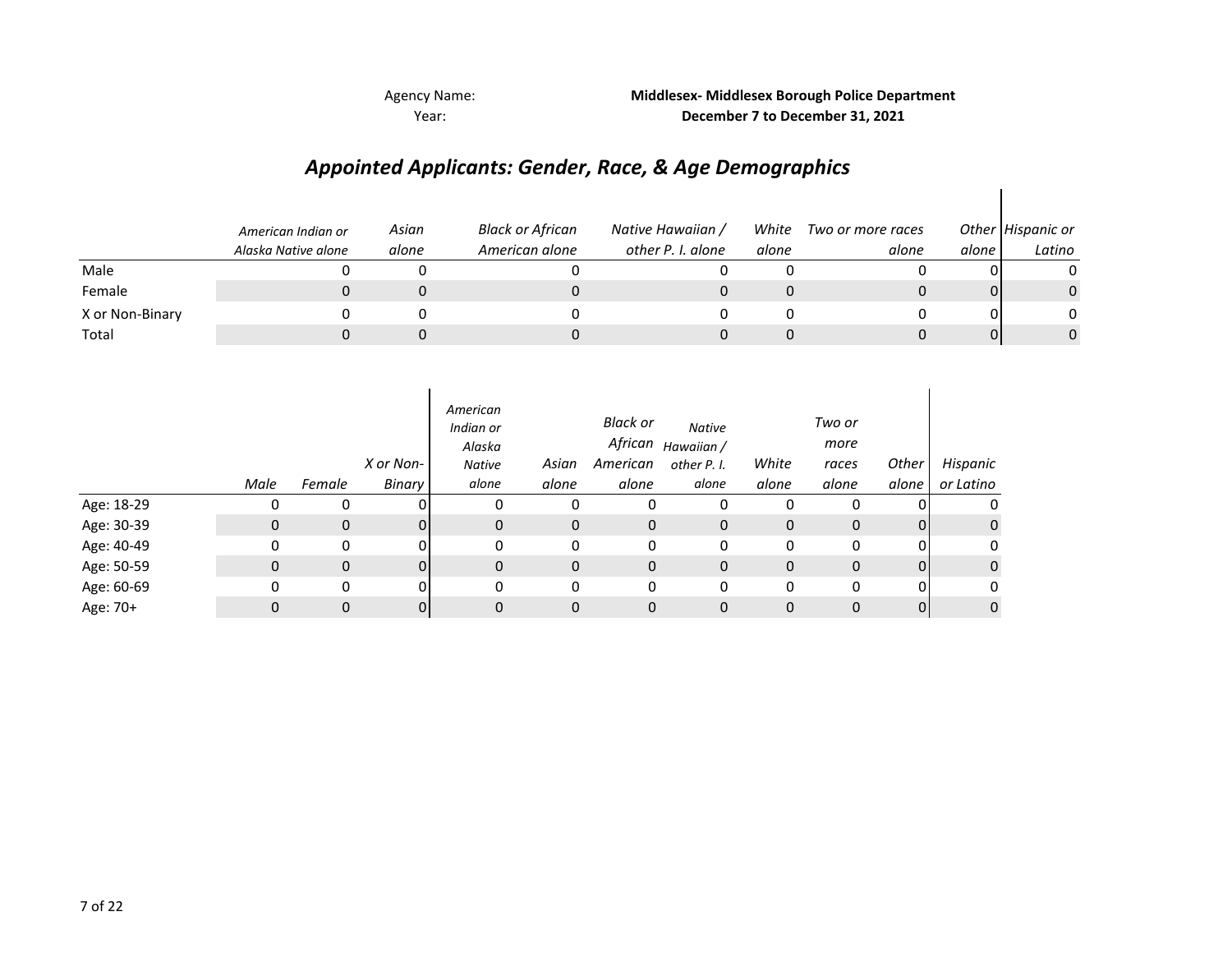Agency Name: **Middlesex- Middlesex Borough Police Department**
Year: **December 7 to December 31, 2021**

## *Appointed Applicants: Gender, Race, & Age Demographics*

| | *American Indian or Alaska Native alone* | *Asian alone* | *Black or African American alone* | *Native Hawaiian / other P. I. alone* | *White alone* | *Two or more races alone* | *Other alone* | *Hispanic or Latino* |
|---|---|---|---|---|---|---|---|---|
| Male | 0 | 0 | 0 | 0 | 0 | 0 | 0 | 0 |
| Female | 0 | 0 | 0 | 0 | 0 | 0 | 0 | 0 |
| X or Non-Binary | 0 | 0 | 0 | 0 | 0 | 0 | 0 | 0 |
| Total | 0 | 0 | 0 | 0 | 0 | 0 | 0 | 0 |

| | *Male* | *Female* | *X or Non-Binary* | *American Indian or Alaska Native alone* | *Asian alone* | *Black or African American alone* | *Native Hawaiian / other P. I. alone* | *White alone* | *Two or more races alone* | *Other alone* | *Hispanic or Latino* |
|---|---|---|---|---|---|---|---|---|---|---|---|
| Age: 18-29 | 0 | 0 | 0 | 0 | 0 | 0 | 0 | 0 | 0 | 0 | 0 |
| Age: 30-39 | 0 | 0 | 0 | 0 | 0 | 0 | 0 | 0 | 0 | 0 | 0 |
| Age: 40-49 | 0 | 0 | 0 | 0 | 0 | 0 | 0 | 0 | 0 | 0 | 0 |
| Age: 50-59 | 0 | 0 | 0 | 0 | 0 | 0 | 0 | 0 | 0 | 0 | 0 |
| Age: 60-69 | 0 | 0 | 0 | 0 | 0 | 0 | 0 | 0 | 0 | 0 | 0 |
| Age: 70+ | 0 | 0 | 0 | 0 | 0 | 0 | 0 | 0 | 0 | 0 | 0 |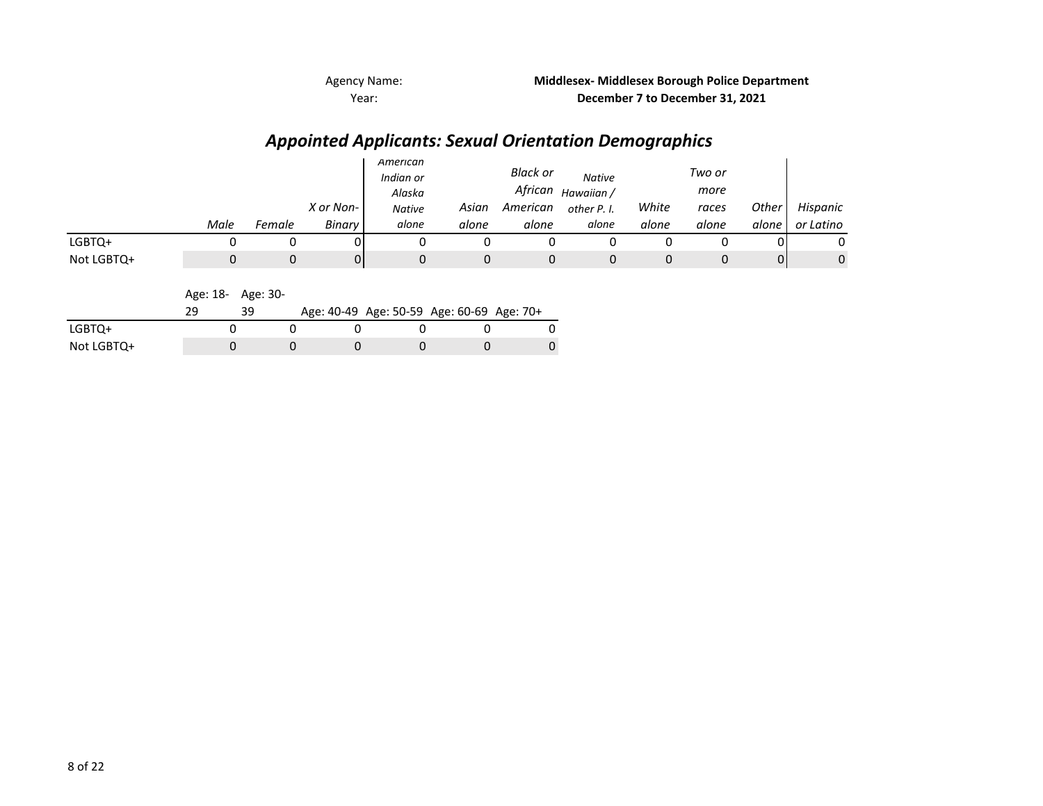Agency Name: **Middlesex- Middlesex Borough Police Department**
Year: **December 7 to December 31, 2021**

## *Appointed Applicants: Sexual Orientation Demographics*

| | *Male* | *Female* | *X or Non-Binary* | *American Indian or Alaska Native alone* | *Asian alone* | *Black or African American alone* | *Native Hawaiian / other P. I. alone* | *White alone* | *Two or more races alone* | *Other alone* | *Hispanic or Latino* |
|---|---|---|---|---|---|---|---|---|---|---|---|
| LGBTQ+ | 0 | 0 | 0 | 0 | 0 | 0 | 0 | 0 | 0 | 0 | 0 |
| Not LGBTQ+ | 0 | 0 | 0 | 0 | 0 | 0 | 0 | 0 | 0 | 0 | 0 |

| | Age: 18-29 | Age: 30-39 | Age: 40-49 | Age: 50-59 | Age: 60-69 | Age: 70+ |
|---|---|---|---|---|---|---|
| LGBTQ+ | 0 | 0 | 0 | 0 | 0 | 0 |
| Not LGBTQ+ | 0 | 0 | 0 | 0 | 0 | 0 |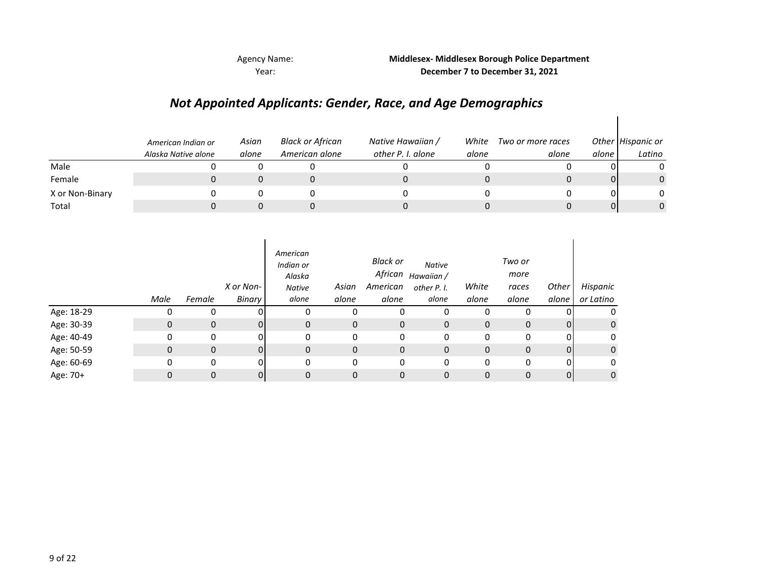Agency Name: **Middlesex- Middlesex Borough Police Department**

Year: **December 7 to December 31, 2021**

## *Not Appointed Applicants: Gender, Race, and Age Demographics*

| | *American Indian or Alaska Native alone* | *Asian alone* | *Black or African American alone* | *Native Hawaiian / other P. I. alone* | *White alone* | *Two or more races alone* | *Other alone* | *Hispanic or Latino* |
|---|---|---|---|---|---|---|---|---|
| Male | 0 | 0 | 0 | 0 | 0 | 0 | 0 | 0 |
| Female | 0 | 0 | 0 | 0 | 0 | 0 | 0 | 0 |
| X or Non-Binary | 0 | 0 | 0 | 0 | 0 | 0 | 0 | 0 |
| Total | 0 | 0 | 0 | 0 | 0 | 0 | 0 | 0 |

| | *Male* | *Female* | *X or Non-Binary* | *American Indian or Alaska Native alone* | *Asian alone* | *Black or African American alone* | *Native Hawaiian / other P. I. alone* | *White alone* | *Two or more races alone* | *Other alone* | *Hispanic or Latino* |
|---|---|---|---|---|---|---|---|---|---|---|---|
| Age: 18-29 | 0 | 0 | 0 | 0 | 0 | 0 | 0 | 0 | 0 | 0 | 0 |
| Age: 30-39 | 0 | 0 | 0 | 0 | 0 | 0 | 0 | 0 | 0 | 0 | 0 |
| Age: 40-49 | 0 | 0 | 0 | 0 | 0 | 0 | 0 | 0 | 0 | 0 | 0 |
| Age: 50-59 | 0 | 0 | 0 | 0 | 0 | 0 | 0 | 0 | 0 | 0 | 0 |
| Age: 60-69 | 0 | 0 | 0 | 0 | 0 | 0 | 0 | 0 | 0 | 0 | 0 |
| Age: 70+ | 0 | 0 | 0 | 0 | 0 | 0 | 0 | 0 | 0 | 0 | 0 |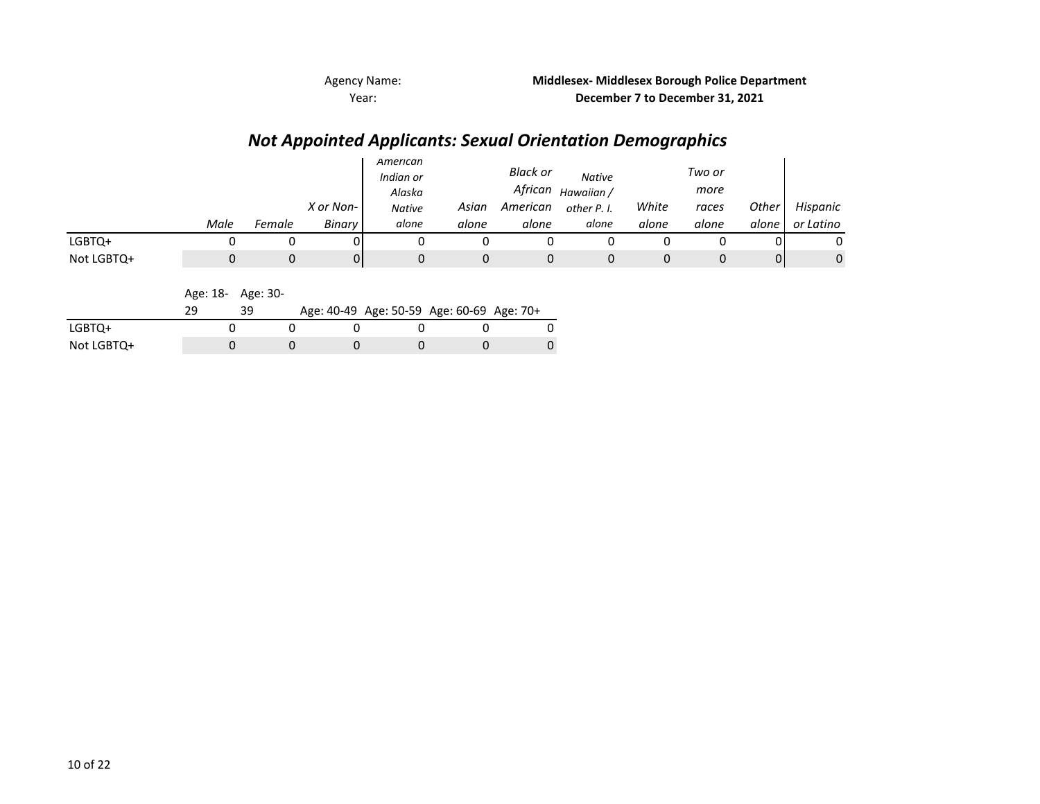Agency Name: **Middlesex- Middlesex Borough Police Department**
Year: **December 7 to December 31, 2021**

## *Not Appointed Applicants: Sexual Orientation Demographics*

| | *Male* | *Female* | *X or Non-Binary* | *American Indian or Alaska Native alone* | *Asian alone* | *Black or African American alone* | *Native Hawaiian / other P. I. alone* | *White alone* | *Two or more races alone* | *Other alone* | *Hispanic or Latino* |
|---|---|---|---|---|---|---|---|---|---|---|---|
| LGBTQ+ | 0 | 0 | 0 | 0 | 0 | 0 | 0 | 0 | 0 | 0 | 0 |
| Not LGBTQ+ | 0 | 0 | 0 | 0 | 0 | 0 | 0 | 0 | 0 | 0 | 0 |

| | Age: 18-29 | Age: 30-39 | Age: 40-49 | Age: 50-59 | Age: 60-69 | Age: 70+ |
|---|---|---|---|---|---|---|
| LGBTQ+ | 0 | 0 | 0 | 0 | 0 | 0 |
| Not LGBTQ+ | 0 | 0 | 0 | 0 | 0 | 0 |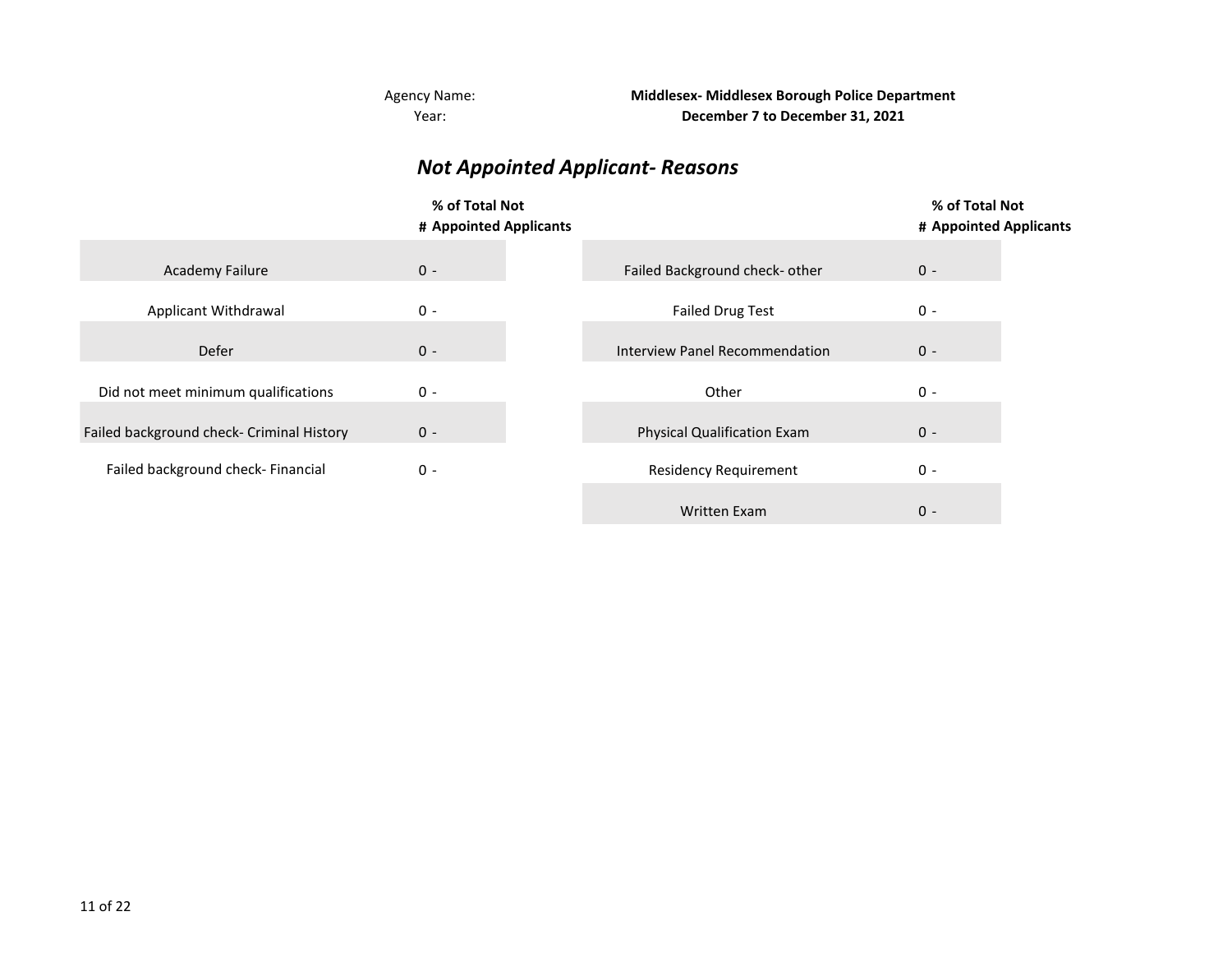Agency Name: **Middlesex- Middlesex Borough Police Department**

Year: **December 7 to December 31, 2021**

## *Not Appointed Applicant- Reasons*

| | # | % of Total Not Appointed Applicants |
|---|---|---|
| Academy Failure | 0 | - |
| Applicant Withdrawal | 0 | - |
| Defer | 0 | - |
| Did not meet minimum qualifications | 0 | - |
| Failed background check- Criminal History | 0 | - |
| Failed background check- Financial | 0 | - |

| | # | % of Total Not Appointed Applicants |
|---|---|---|
| Failed Background check- other | 0 | - |
| Failed Drug Test | 0 | - |
| Interview Panel Recommendation | 0 | - |
| Other | 0 | - |
| Physical Qualification Exam | 0 | - |
| Residency Requirement | 0 | - |
| Written Exam | 0 | - |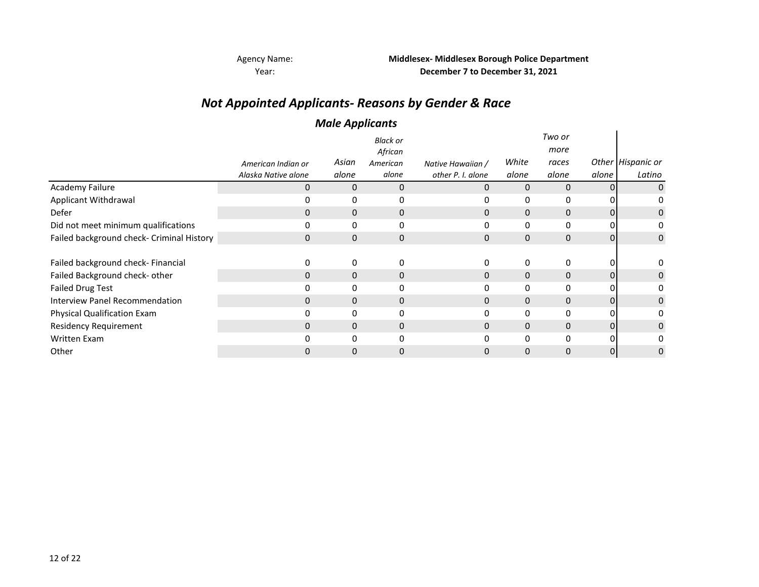Agency Name: **Middlesex- Middlesex Borough Police Department**
Year: **December 7 to December 31, 2021**

## *Not Appointed Applicants- Reasons by Gender & Race*

### *Male Applicants*

| | *American Indian or Alaska Native alone* | *Asian alone* | *Black or African American alone* | *Native Hawaiian / other P. I. alone* | *White alone* | *Two or more races alone* | *Other alone* | *Hispanic or Latino* |
|---|---|---|---|---|---|---|---|---|
| Academy Failure | 0 | 0 | 0 | 0 | 0 | 0 | 0 | 0 |
| Applicant Withdrawal | 0 | 0 | 0 | 0 | 0 | 0 | 0 | 0 |
| Defer | 0 | 0 | 0 | 0 | 0 | 0 | 0 | 0 |
| Did not meet minimum qualifications | 0 | 0 | 0 | 0 | 0 | 0 | 0 | 0 |
| Failed background check- Criminal History | 0 | 0 | 0 | 0 | 0 | 0 | 0 | 0 |
| Failed background check- Financial | 0 | 0 | 0 | 0 | 0 | 0 | 0 | 0 |
| Failed Background check- other | 0 | 0 | 0 | 0 | 0 | 0 | 0 | 0 |
| Failed Drug Test | 0 | 0 | 0 | 0 | 0 | 0 | 0 | 0 |
| Interview Panel Recommendation | 0 | 0 | 0 | 0 | 0 | 0 | 0 | 0 |
| Physical Qualification Exam | 0 | 0 | 0 | 0 | 0 | 0 | 0 | 0 |
| Residency Requirement | 0 | 0 | 0 | 0 | 0 | 0 | 0 | 0 |
| Written Exam | 0 | 0 | 0 | 0 | 0 | 0 | 0 | 0 |
| Other | 0 | 0 | 0 | 0 | 0 | 0 | 0 | 0 |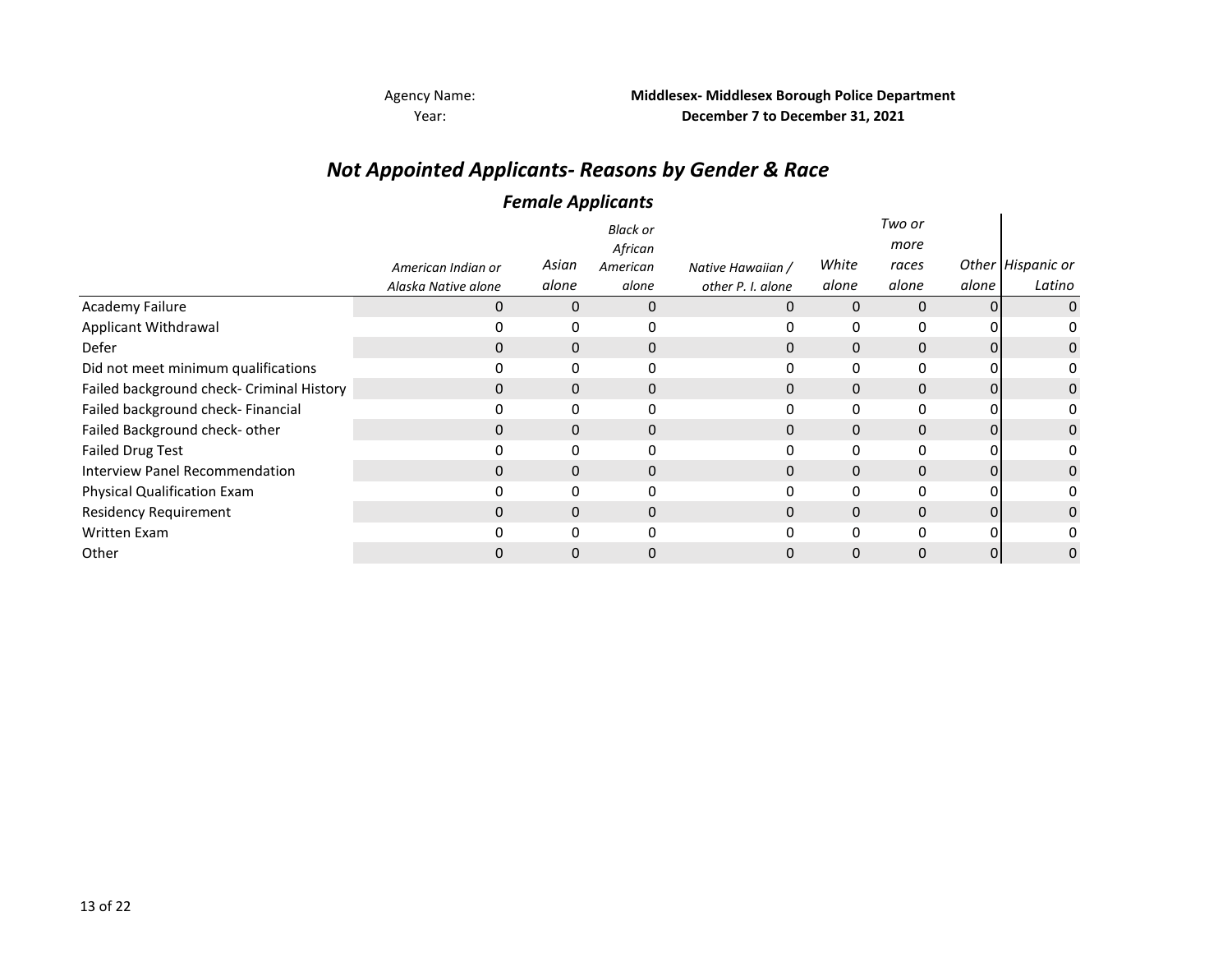Agency Name: **Middlesex- Middlesex Borough Police Department**
Year: **December 7 to December 31, 2021**

## *Not Appointed Applicants- Reasons by Gender & Race*

### *Female Applicants*

| | *American Indian or Alaska Native alone* | *Asian alone* | *Black or African American alone* | *Native Hawaiian / other P. I. alone* | *White alone* | *Two or more races alone* | *Other alone* | *Hispanic or Latino* |
|---|---|---|---|---|---|---|---|---|
| Academy Failure | 0 | 0 | 0 | 0 | 0 | 0 | 0 | 0 |
| Applicant Withdrawal | 0 | 0 | 0 | 0 | 0 | 0 | 0 | 0 |
| Defer | 0 | 0 | 0 | 0 | 0 | 0 | 0 | 0 |
| Did not meet minimum qualifications | 0 | 0 | 0 | 0 | 0 | 0 | 0 | 0 |
| Failed background check- Criminal History | 0 | 0 | 0 | 0 | 0 | 0 | 0 | 0 |
| Failed background check- Financial | 0 | 0 | 0 | 0 | 0 | 0 | 0 | 0 |
| Failed Background check- other | 0 | 0 | 0 | 0 | 0 | 0 | 0 | 0 |
| Failed Drug Test | 0 | 0 | 0 | 0 | 0 | 0 | 0 | 0 |
| Interview Panel Recommendation | 0 | 0 | 0 | 0 | 0 | 0 | 0 | 0 |
| Physical Qualification Exam | 0 | 0 | 0 | 0 | 0 | 0 | 0 | 0 |
| Residency Requirement | 0 | 0 | 0 | 0 | 0 | 0 | 0 | 0 |
| Written Exam | 0 | 0 | 0 | 0 | 0 | 0 | 0 | 0 |
| Other | 0 | 0 | 0 | 0 | 0 | 0 | 0 | 0 |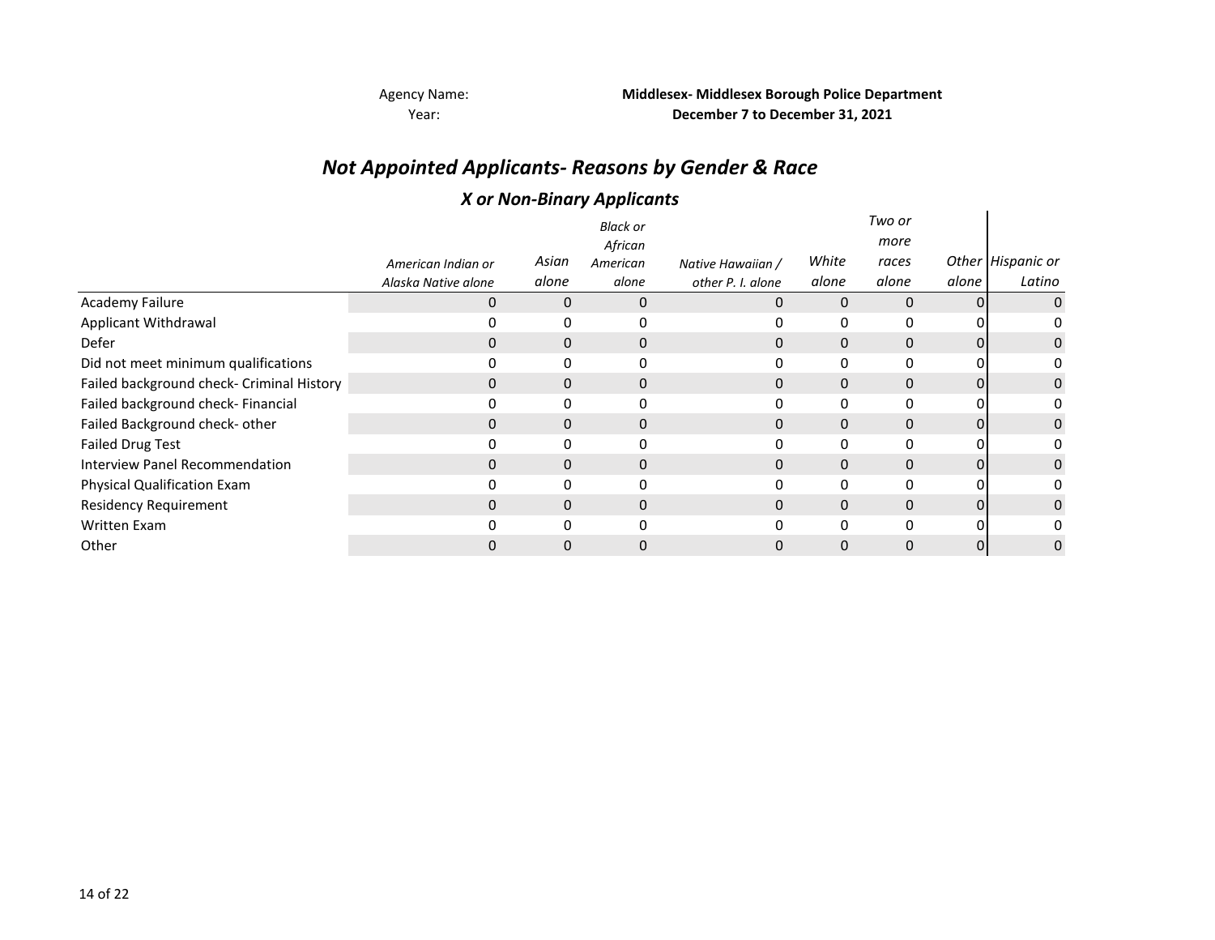Agency Name: **Middlesex- Middlesex Borough Police Department**
Year: **December 7 to December 31, 2021**

## *Not Appointed Applicants- Reasons by Gender & Race*

### *X or Non-Binary Applicants*

| | *American Indian or Alaska Native alone* | *Asian alone* | *Black or African American alone* | *Native Hawaiian / other P. I. alone* | *White alone* | *Two or more races alone* | *Other alone* | *Hispanic or Latino* |
|---|---|---|---|---|---|---|---|---|
| Academy Failure | 0 | 0 | 0 | 0 | 0 | 0 | 0 | 0 |
| Applicant Withdrawal | 0 | 0 | 0 | 0 | 0 | 0 | 0 | 0 |
| Defer | 0 | 0 | 0 | 0 | 0 | 0 | 0 | 0 |
| Did not meet minimum qualifications | 0 | 0 | 0 | 0 | 0 | 0 | 0 | 0 |
| Failed background check- Criminal History | 0 | 0 | 0 | 0 | 0 | 0 | 0 | 0 |
| Failed background check- Financial | 0 | 0 | 0 | 0 | 0 | 0 | 0 | 0 |
| Failed Background check- other | 0 | 0 | 0 | 0 | 0 | 0 | 0 | 0 |
| Failed Drug Test | 0 | 0 | 0 | 0 | 0 | 0 | 0 | 0 |
| Interview Panel Recommendation | 0 | 0 | 0 | 0 | 0 | 0 | 0 | 0 |
| Physical Qualification Exam | 0 | 0 | 0 | 0 | 0 | 0 | 0 | 0 |
| Residency Requirement | 0 | 0 | 0 | 0 | 0 | 0 | 0 | 0 |
| Written Exam | 0 | 0 | 0 | 0 | 0 | 0 | 0 | 0 |
| Other | 0 | 0 | 0 | 0 | 0 | 0 | 0 | 0 |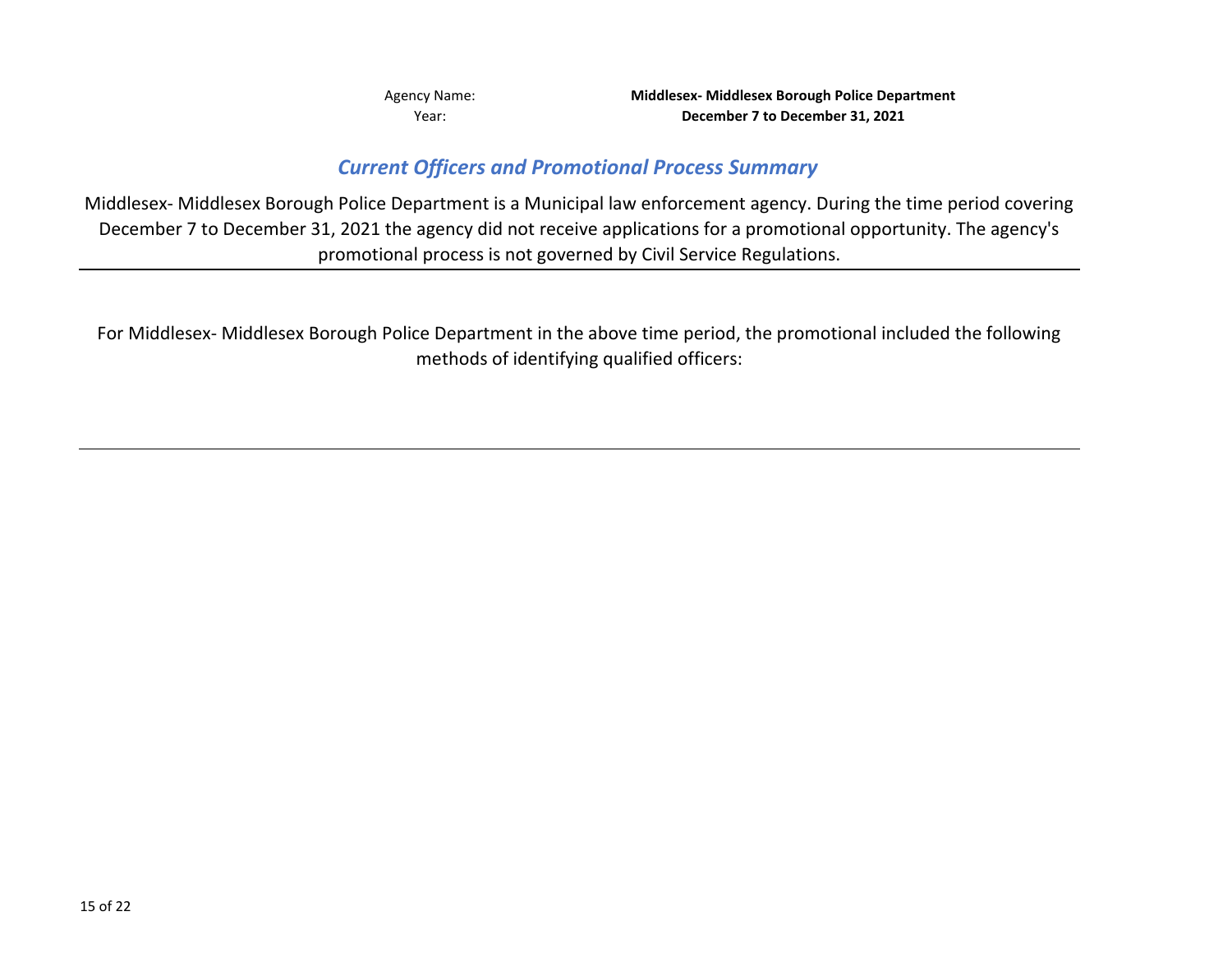Agency Name: **Middlesex- Middlesex Borough Police Department**
Year: **December 7 to December 31, 2021**

## *Current Officers and Promotional Process Summary*

Middlesex- Middlesex Borough Police Department is a Municipal law enforcement agency. During the time period covering December 7 to December 31, 2021 the agency did not receive applications for a promotional opportunity. The agency's promotional process is not governed by Civil Service Regulations.

---

For Middlesex- Middlesex Borough Police Department in the above time period, the promotional included the following methods of identifying qualified officers:

---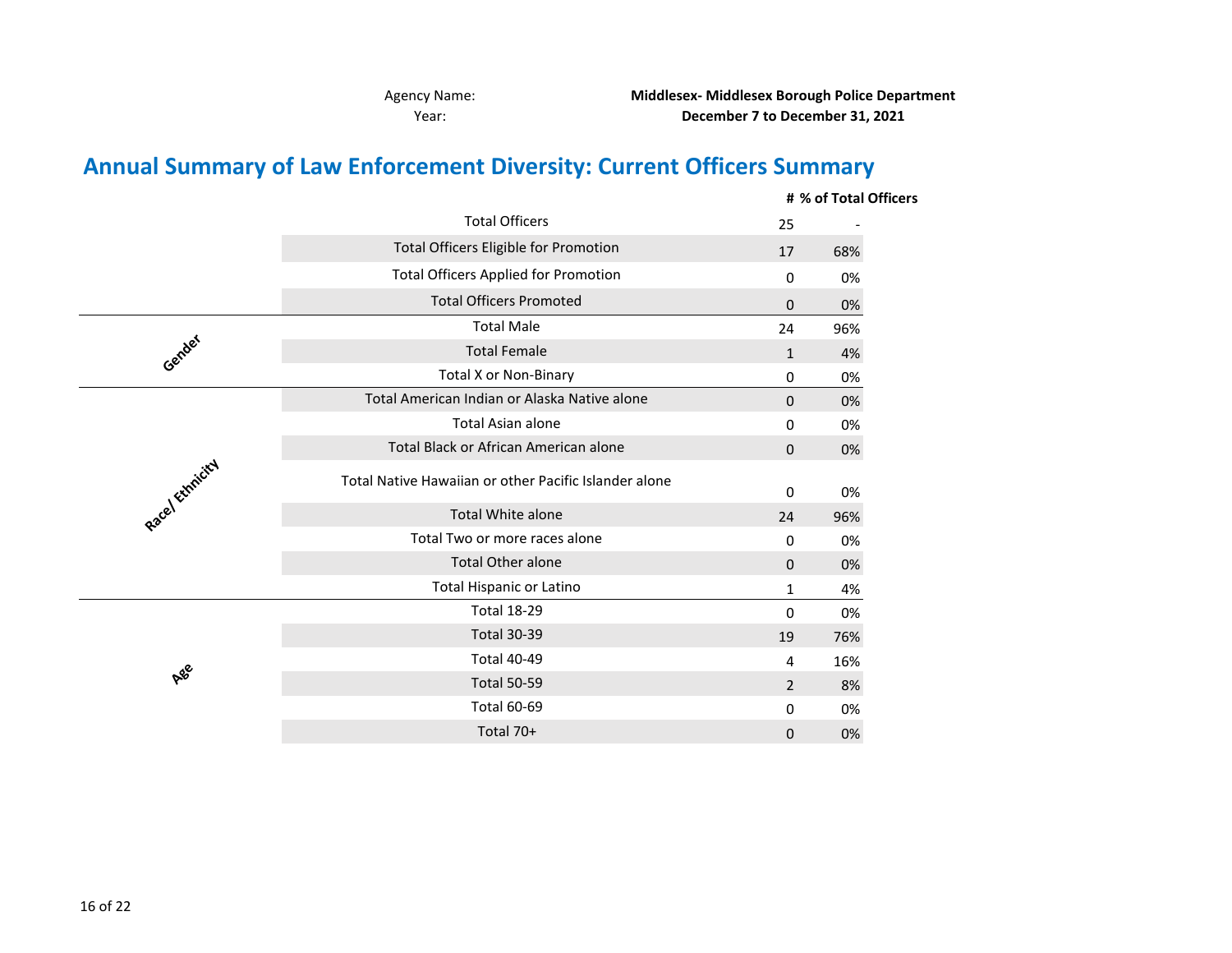Agency Name: **Middlesex- Middlesex Borough Police Department**
Year: **December 7 to December 31, 2021**

# Annual Summary of Law Enforcement Diversity: Current Officers Summary

| | | # | % of Total Officers |
|---|---|---|---|
| | Total Officers | 25 | - |
| | Total Officers Eligible for Promotion | 17 | 68% |
| | Total Officers Applied for Promotion | 0 | 0% |
| | Total Officers Promoted | 0 | 0% |
| Gender | Total Male | 24 | 96% |
| | Total Female | 1 | 4% |
| | Total X or Non-Binary | 0 | 0% |
| Race/ Ethnicity | Total American Indian or Alaska Native alone | 0 | 0% |
| | Total Asian alone | 0 | 0% |
| | Total Black or African American alone | 0 | 0% |
| | Total Native Hawaiian or other Pacific Islander alone | 0 | 0% |
| | Total White alone | 24 | 96% |
| | Total Two or more races alone | 0 | 0% |
| | Total Other alone | 0 | 0% |
| | Total Hispanic or Latino | 1 | 4% |
| Age | Total 18-29 | 0 | 0% |
| | Total 30-39 | 19 | 76% |
| | Total 40-49 | 4 | 16% |
| | Total 50-59 | 2 | 8% |
| | Total 60-69 | 0 | 0% |
| | Total 70+ | 0 | 0% |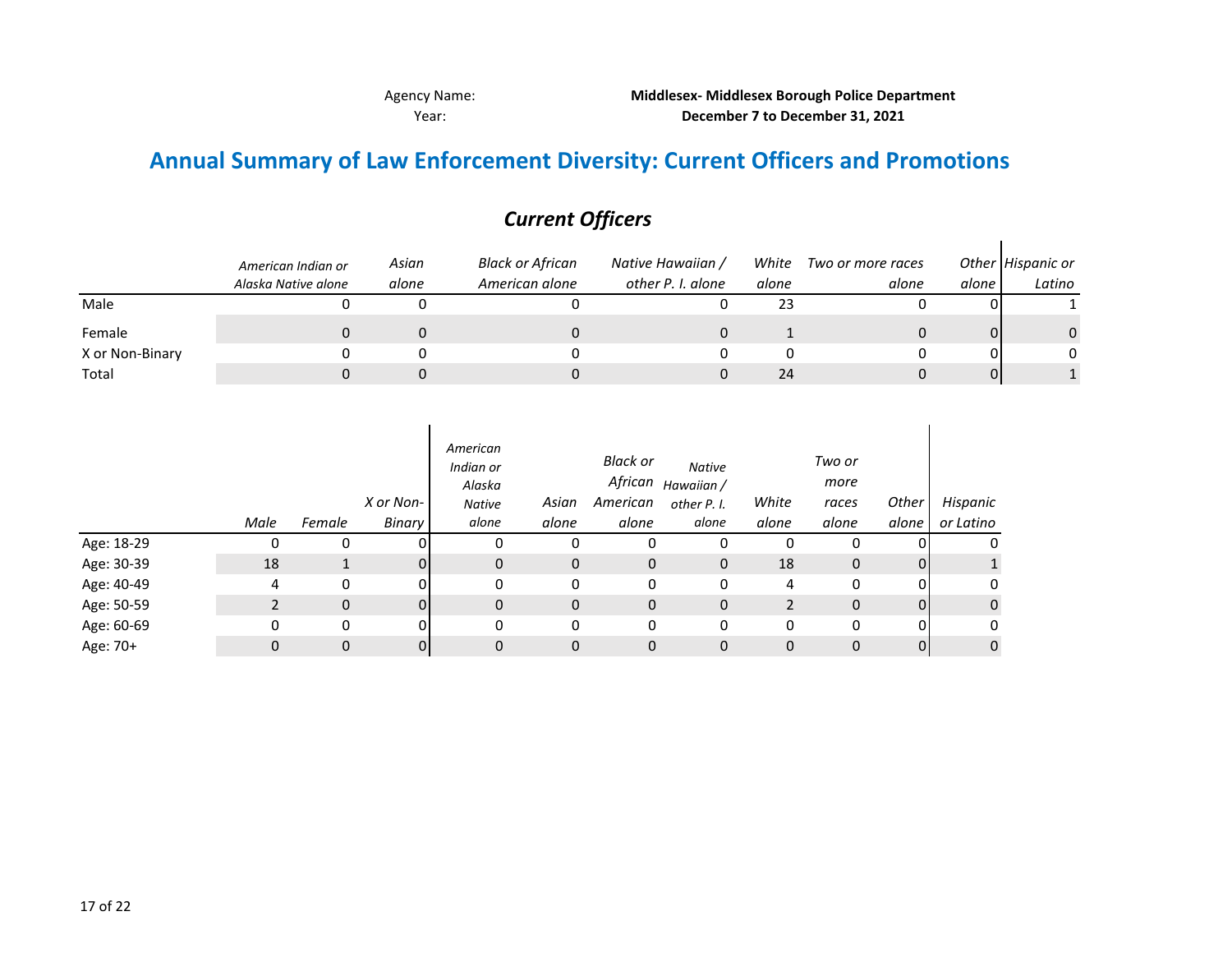Agency Name: **Middlesex- Middlesex Borough Police Department**
Year: **December 7 to December 31, 2021**

# Annual Summary of Law Enforcement Diversity: Current Officers and Promotions

## *Current Officers*

| | *American Indian or Alaska Native alone* | *Asian alone* | *Black or African American alone* | *Native Hawaiian / other P. I. alone* | *White alone* | *Two or more races alone* | *Other alone* | *Hispanic or Latino* |
|---|---|---|---|---|---|---|---|---|
| Male | 0 | 0 | 0 | 0 | 23 | 0 | 0 | 1 |
| Female | 0 | 0 | 0 | 0 | 1 | 0 | 0 | 0 |
| X or Non-Binary | 0 | 0 | 0 | 0 | 0 | 0 | 0 | 0 |
| Total | 0 | 0 | 0 | 0 | 24 | 0 | 0 | 1 |

| | *Male* | *Female* | *X or Non-Binary* | *American Indian or Alaska Native alone* | *Asian alone* | *Black or African American alone* | *Native Hawaiian / other P. I. alone* | *White alone* | *Two or more races alone* | *Other alone* | *Hispanic or Latino* |
|---|---|---|---|---|---|---|---|---|---|---|---|
| Age: 18-29 | 0 | 0 | 0 | 0 | 0 | 0 | 0 | 0 | 0 | 0 | 0 |
| Age: 30-39 | 18 | 1 | 0 | 0 | 0 | 0 | 0 | 18 | 0 | 0 | 1 |
| Age: 40-49 | 4 | 0 | 0 | 0 | 0 | 0 | 0 | 4 | 0 | 0 | 0 |
| Age: 50-59 | 2 | 0 | 0 | 0 | 0 | 0 | 0 | 2 | 0 | 0 | 0 |
| Age: 60-69 | 0 | 0 | 0 | 0 | 0 | 0 | 0 | 0 | 0 | 0 | 0 |
| Age: 70+ | 0 | 0 | 0 | 0 | 0 | 0 | 0 | 0 | 0 | 0 | 0 |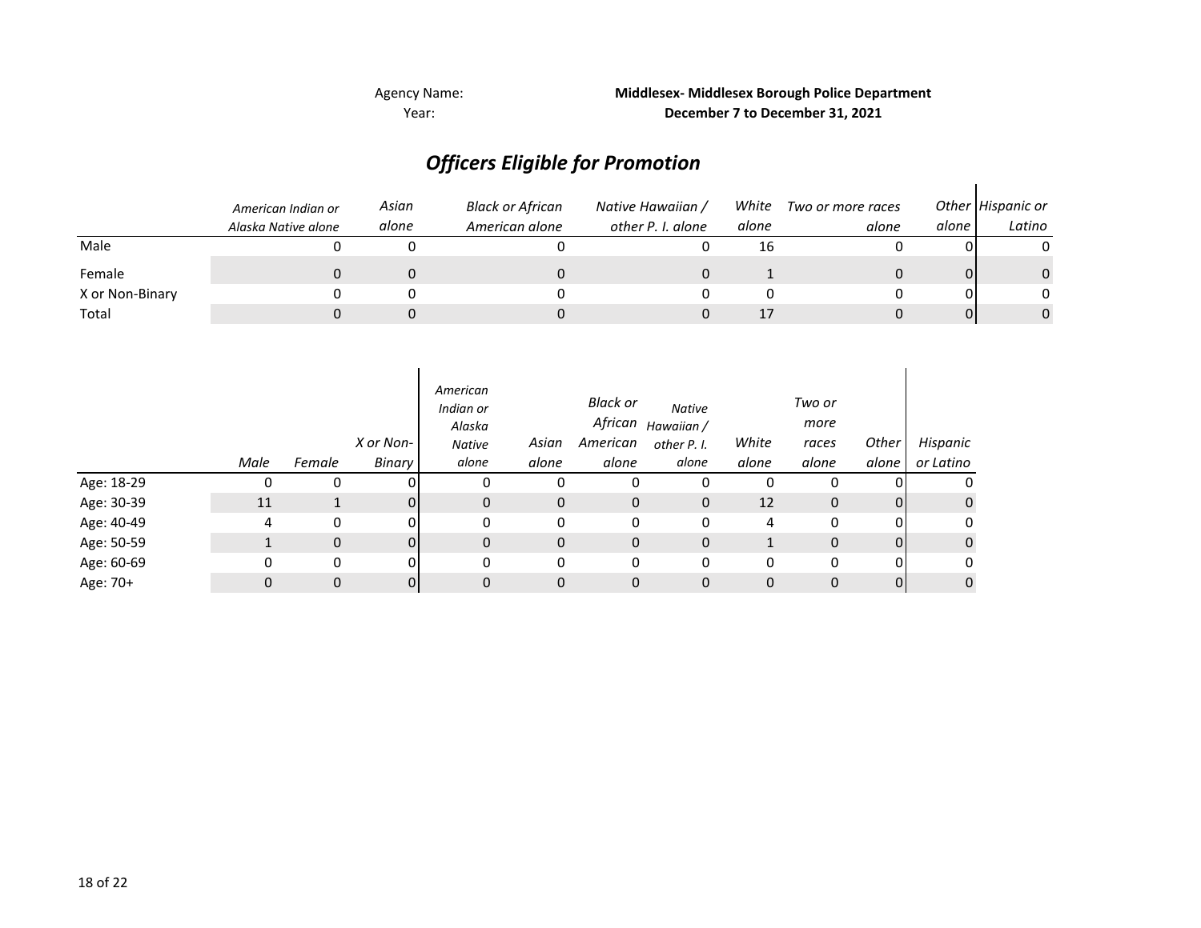Agency Name: **Middlesex- Middlesex Borough Police Department**

Year: **December 7 to December 31, 2021**

## *Officers Eligible for Promotion*

| | *American Indian or Alaska Native alone* | *Asian alone* | *Black or African American alone* | *Native Hawaiian / other P. I. alone* | *White alone* | *Two or more races alone* | *Other alone* | *Hispanic or Latino* |
|---|---|---|---|---|---|---|---|---|
| Male | 0 | 0 | 0 | 0 | 16 | 0 | 0 | 0 |
| Female | 0 | 0 | 0 | 0 | 1 | 0 | 0 | 0 |
| X or Non-Binary | 0 | 0 | 0 | 0 | 0 | 0 | 0 | 0 |
| Total | 0 | 0 | 0 | 0 | 17 | 0 | 0 | 0 |

| | *Male* | *Female* | *X or Non-Binary* | *American Indian or Alaska Native alone* | *Asian alone* | *Black or African American alone* | *Native Hawaiian / other P. I. alone* | *White alone* | *Two or more races alone* | *Other alone* | *Hispanic or Latino* |
|---|---|---|---|---|---|---|---|---|---|---|---|
| Age: 18-29 | 0 | 0 | 0 | 0 | 0 | 0 | 0 | 0 | 0 | 0 | 0 |
| Age: 30-39 | 11 | 1 | 0 | 0 | 0 | 0 | 0 | 12 | 0 | 0 | 0 |
| Age: 40-49 | 4 | 0 | 0 | 0 | 0 | 0 | 0 | 4 | 0 | 0 | 0 |
| Age: 50-59 | 1 | 0 | 0 | 0 | 0 | 0 | 0 | 1 | 0 | 0 | 0 |
| Age: 60-69 | 0 | 0 | 0 | 0 | 0 | 0 | 0 | 0 | 0 | 0 | 0 |
| Age: 70+ | 0 | 0 | 0 | 0 | 0 | 0 | 0 | 0 | 0 | 0 | 0 |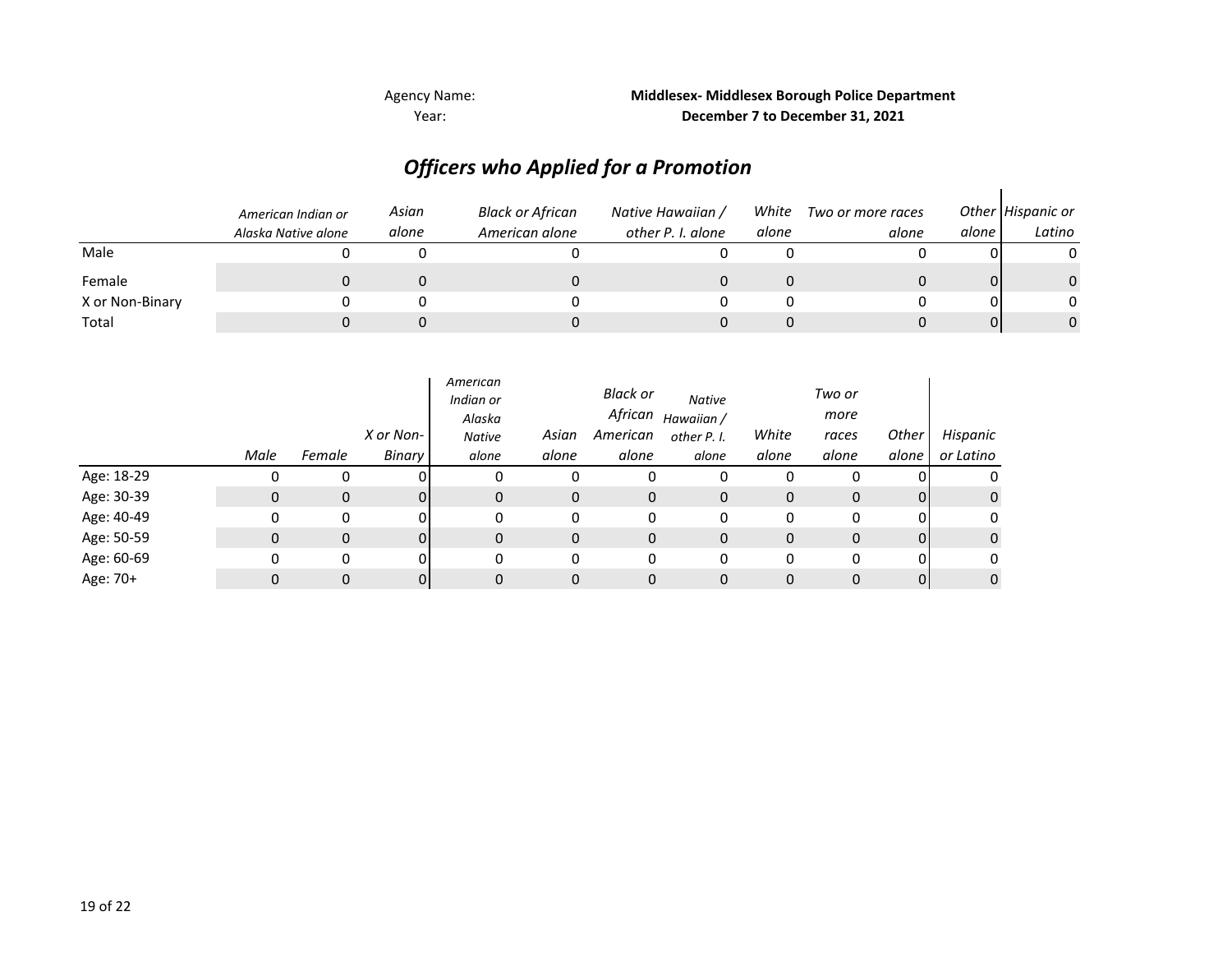Agency Name: **Middlesex- Middlesex Borough Police Department**
Year: **December 7 to December 31, 2021**

## *Officers who Applied for a Promotion*

| | *American Indian or Alaska Native alone* | *Asian alone* | *Black or African American alone* | *Native Hawaiian / other P. I. alone* | *White alone* | *Two or more races alone* | *Other alone* | *Hispanic or Latino* |
|---|---|---|---|---|---|---|---|---|
| Male | 0 | 0 | 0 | 0 | 0 | 0 | 0 | 0 |
| Female | 0 | 0 | 0 | 0 | 0 | 0 | 0 | 0 |
| X or Non-Binary | 0 | 0 | 0 | 0 | 0 | 0 | 0 | 0 |
| Total | 0 | 0 | 0 | 0 | 0 | 0 | 0 | 0 |

| | *Male* | *Female* | *X or Non-Binary* | *American Indian or Alaska Native alone* | *Asian alone* | *Black or African American alone* | *Native Hawaiian / other P. I. alone* | *White alone* | *Two or more races alone* | *Other alone* | *Hispanic or Latino* |
|---|---|---|---|---|---|---|---|---|---|---|---|
| Age: 18-29 | 0 | 0 | 0 | 0 | 0 | 0 | 0 | 0 | 0 | 0 | 0 |
| Age: 30-39 | 0 | 0 | 0 | 0 | 0 | 0 | 0 | 0 | 0 | 0 | 0 |
| Age: 40-49 | 0 | 0 | 0 | 0 | 0 | 0 | 0 | 0 | 0 | 0 | 0 |
| Age: 50-59 | 0 | 0 | 0 | 0 | 0 | 0 | 0 | 0 | 0 | 0 | 0 |
| Age: 60-69 | 0 | 0 | 0 | 0 | 0 | 0 | 0 | 0 | 0 | 0 | 0 |
| Age: 70+ | 0 | 0 | 0 | 0 | 0 | 0 | 0 | 0 | 0 | 0 | 0 |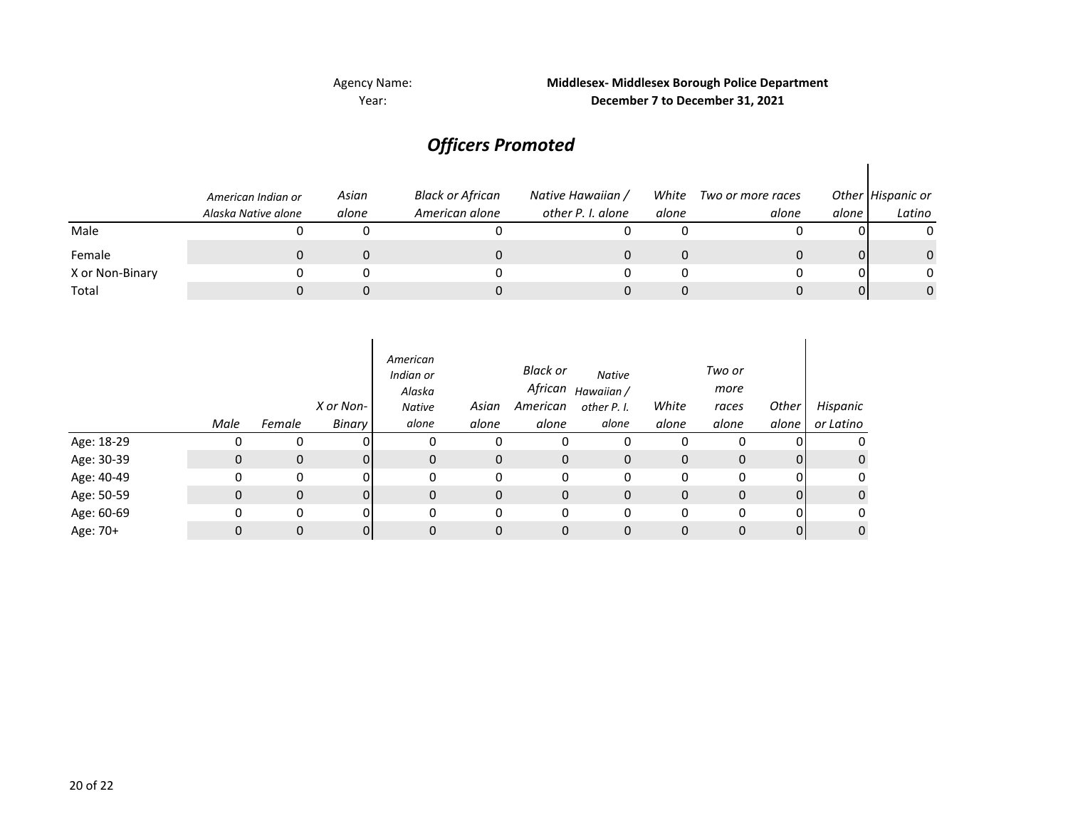Agency Name: **Middlesex- Middlesex Borough Police Department**
Year: **December 7 to December 31, 2021**

## *Officers Promoted*

| | *American Indian or Alaska Native alone* | *Asian alone* | *Black or African American alone* | *Native Hawaiian / other P. I. alone* | *White alone* | *Two or more races alone* | *Other alone* | *Hispanic or Latino* |
|---|---|---|---|---|---|---|---|---|
| Male | 0 | 0 | 0 | 0 | 0 | 0 | 0 | 0 |
| Female | 0 | 0 | 0 | 0 | 0 | 0 | 0 | 0 |
| X or Non-Binary | 0 | 0 | 0 | 0 | 0 | 0 | 0 | 0 |
| Total | 0 | 0 | 0 | 0 | 0 | 0 | 0 | 0 |

| | *Male* | *Female* | *X or Non-Binary* | *American Indian or Alaska Native alone* | *Asian alone* | *Black or African American alone* | *Native Hawaiian / other P. I. alone* | *White alone* | *Two or more races alone* | *Other alone* | *Hispanic or Latino* |
|---|---|---|---|---|---|---|---|---|---|---|---|
| Age: 18-29 | 0 | 0 | 0 | 0 | 0 | 0 | 0 | 0 | 0 | 0 | 0 |
| Age: 30-39 | 0 | 0 | 0 | 0 | 0 | 0 | 0 | 0 | 0 | 0 | 0 |
| Age: 40-49 | 0 | 0 | 0 | 0 | 0 | 0 | 0 | 0 | 0 | 0 | 0 |
| Age: 50-59 | 0 | 0 | 0 | 0 | 0 | 0 | 0 | 0 | 0 | 0 | 0 |
| Age: 60-69 | 0 | 0 | 0 | 0 | 0 | 0 | 0 | 0 | 0 | 0 | 0 |
| Age: 70+ | 0 | 0 | 0 | 0 | 0 | 0 | 0 | 0 | 0 | 0 | 0 |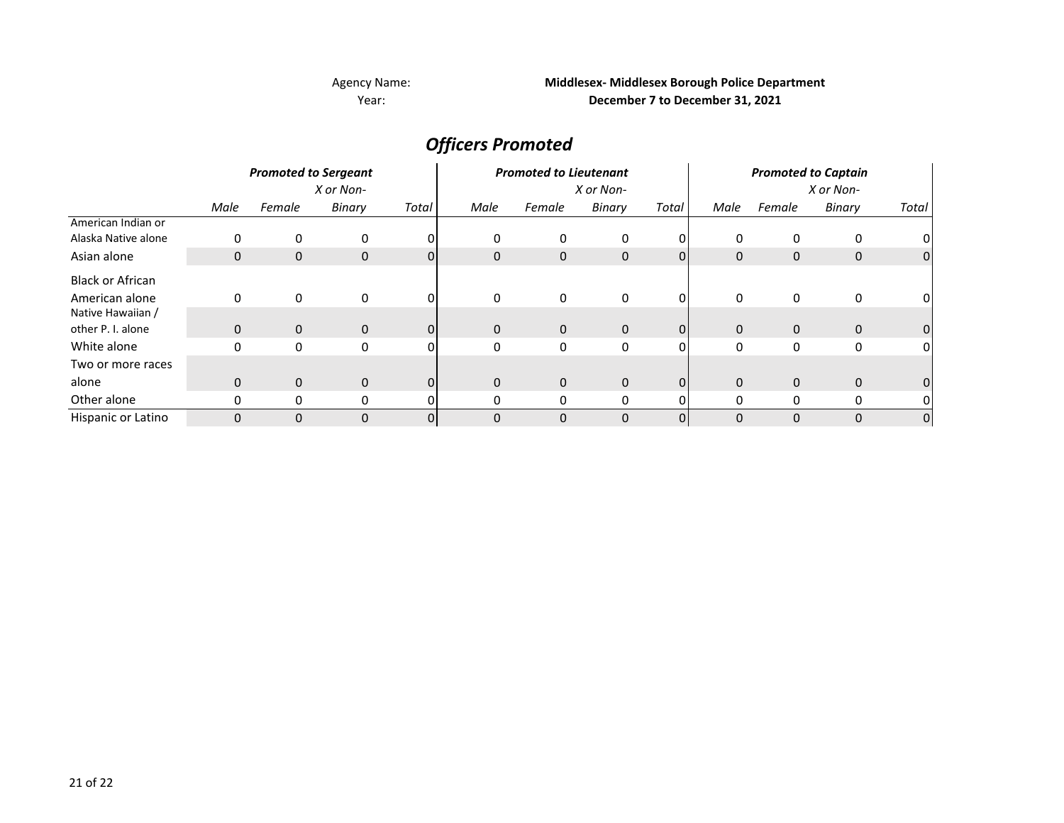Agency Name: **Middlesex- Middlesex Borough Police Department**
Year: **December 7 to December 31, 2021**

## *Officers Promoted*

| | *Promoted to Sergeant* | | | | *Promoted to Lieutenant* | | | | *Promoted to Captain* | | | |
|---|---|---|---|---|---|---|---|---|---|---|---|---|
| | *Male* | *Female* | *X or Non-Binary* | *Total* | *Male* | *Female* | *X or Non-Binary* | *Total* | *Male* | *Female* | *X or Non-Binary* | *Total* |
| American Indian or Alaska Native alone | 0 | 0 | 0 | 0 | 0 | 0 | 0 | 0 | 0 | 0 | 0 | 0 |
| Asian alone | 0 | 0 | 0 | 0 | 0 | 0 | 0 | 0 | 0 | 0 | 0 | 0 |
| Black or African American alone | 0 | 0 | 0 | 0 | 0 | 0 | 0 | 0 | 0 | 0 | 0 | 0 |
| Native Hawaiian / other P. I. alone | 0 | 0 | 0 | 0 | 0 | 0 | 0 | 0 | 0 | 0 | 0 | 0 |
| White alone | 0 | 0 | 0 | 0 | 0 | 0 | 0 | 0 | 0 | 0 | 0 | 0 |
| Two or more races alone | 0 | 0 | 0 | 0 | 0 | 0 | 0 | 0 | 0 | 0 | 0 | 0 |
| Other alone | 0 | 0 | 0 | 0 | 0 | 0 | 0 | 0 | 0 | 0 | 0 | 0 |
| Hispanic or Latino | 0 | 0 | 0 | 0 | 0 | 0 | 0 | 0 | 0 | 0 | 0 | 0 |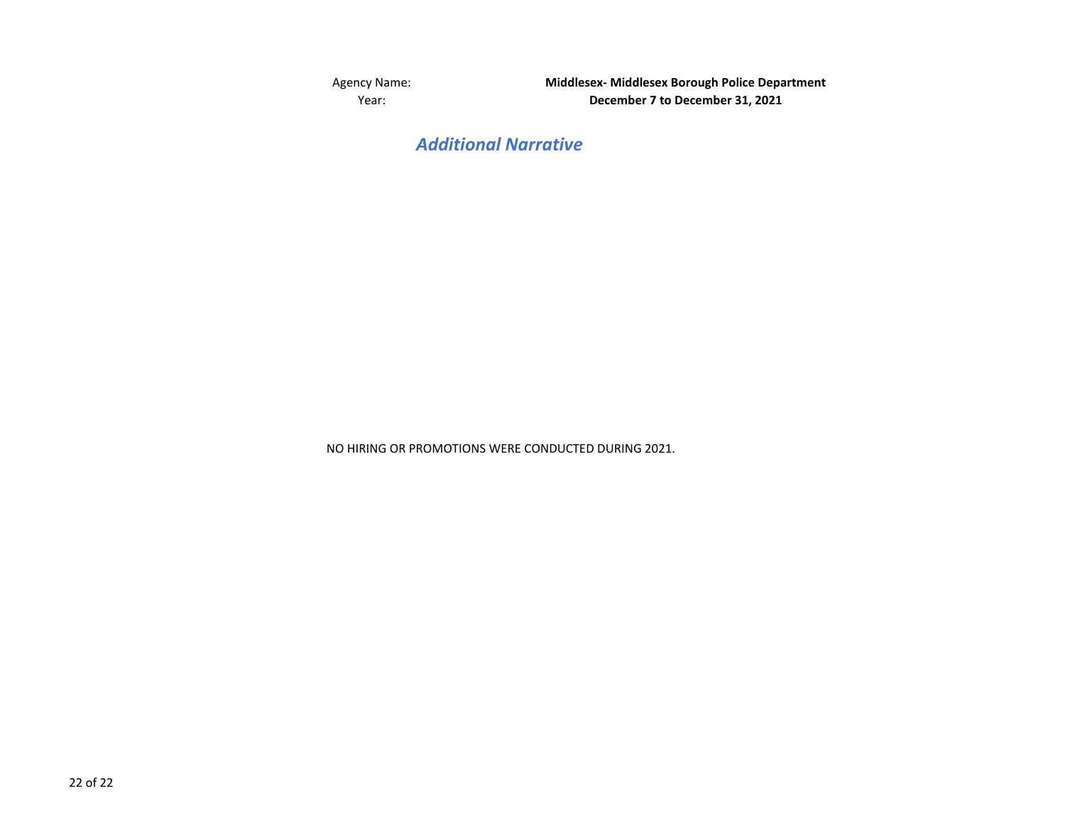Agency Name: **Middlesex- Middlesex Borough Police Department**
Year: **December 7 to December 31, 2021**

## *Additional Narrative*

NO HIRING OR PROMOTIONS WERE CONDUCTED DURING 2021.